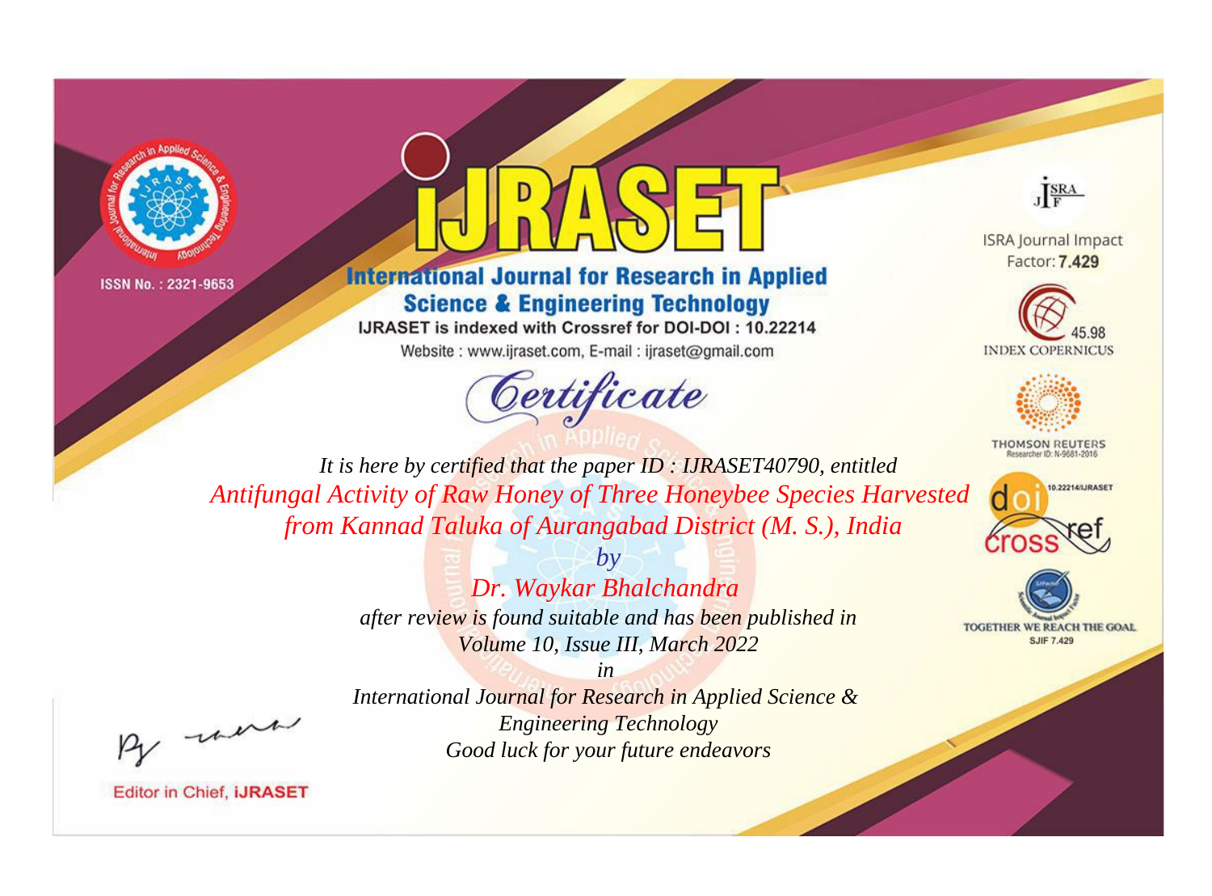ISSN No. : 2321-9653

# IJRASET

## International Journal for Research in Applied Science & Engineering Technology

IJRASET is indexed with Crossref for DOI-DOI : 10.22214

Website : www.ijraset.com, E-mail : ijraset@gmail.com

ISRA Journal Impact Factor: **7.429**

45.98 INDEX COPERNICUS

THOMSON REUTERS Researcher ID: N-9681-2016

10.22214/IJRASET

TOGETHER WE REACH THE GOAL SJIF 7.429

*Certificate*

*It is here by certified that the paper ID : IJRASET40790, entitled*

*Antifungal Activity of Raw Honey of Three Honeybee Species Harvested from Kannad Taluka of Aurangabad District (M. S.), India*

*by*

*Dr. Waykar Bhalchandra*

*after review is found suitable and has been published in*

*Volume 10, Issue III, March 2022*

*in*

*International Journal for Research in Applied Science & Engineering Technology*

*Good luck for your future endeavors*

Editor in Chief, **iJRASET**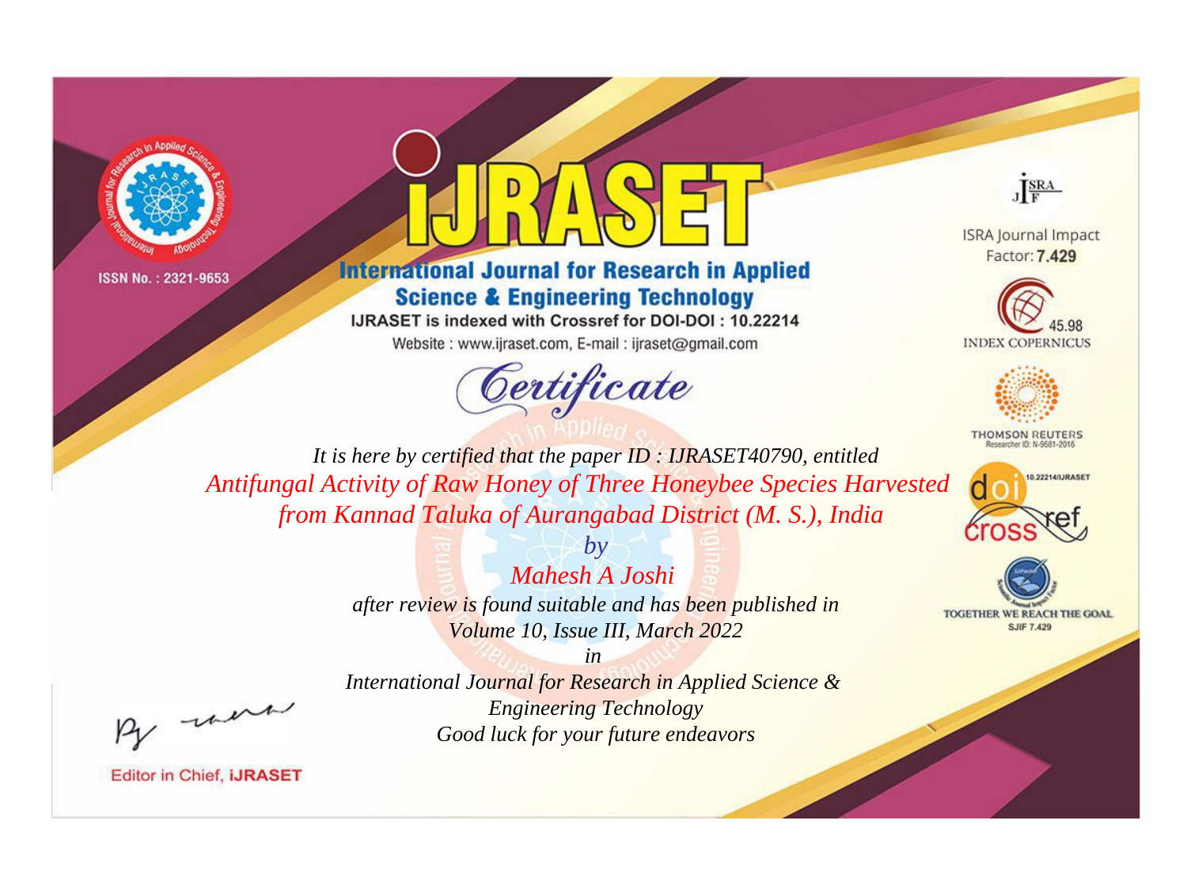ISSN No. : 2321-9653

# iJRASET

## International Journal for Research in Applied Science & Engineering Technology

IJRASET is indexed with Crossref for DOI-DOI : 10.22214

Website : www.ijraset.com, E-mail : ijraset@gmail.com

ISRA Journal Impact Factor: **7.429**

45.98 INDEX COPERNICUS

THOMSON REUTERS Researcher ID: N-9681-2016

10.22214/IJRASET

TOGETHER WE REACH THE GOAL SJIF 7.429

*Certificate*

*It is here by certified that the paper ID : IJRASET40790, entitled*

*Antifungal Activity of Raw Honey of Three Honeybee Species Harvested from Kannad Taluka of Aurangabad District (M. S.), India*

*by*

*Mahesh A Joshi*

*after review is found suitable and has been published in*

*Volume 10, Issue III, March 2022*

*in*

*International Journal for Research in Applied Science & Engineering Technology*

*Good luck for your future endeavors*

Editor in Chief, **iJRASET**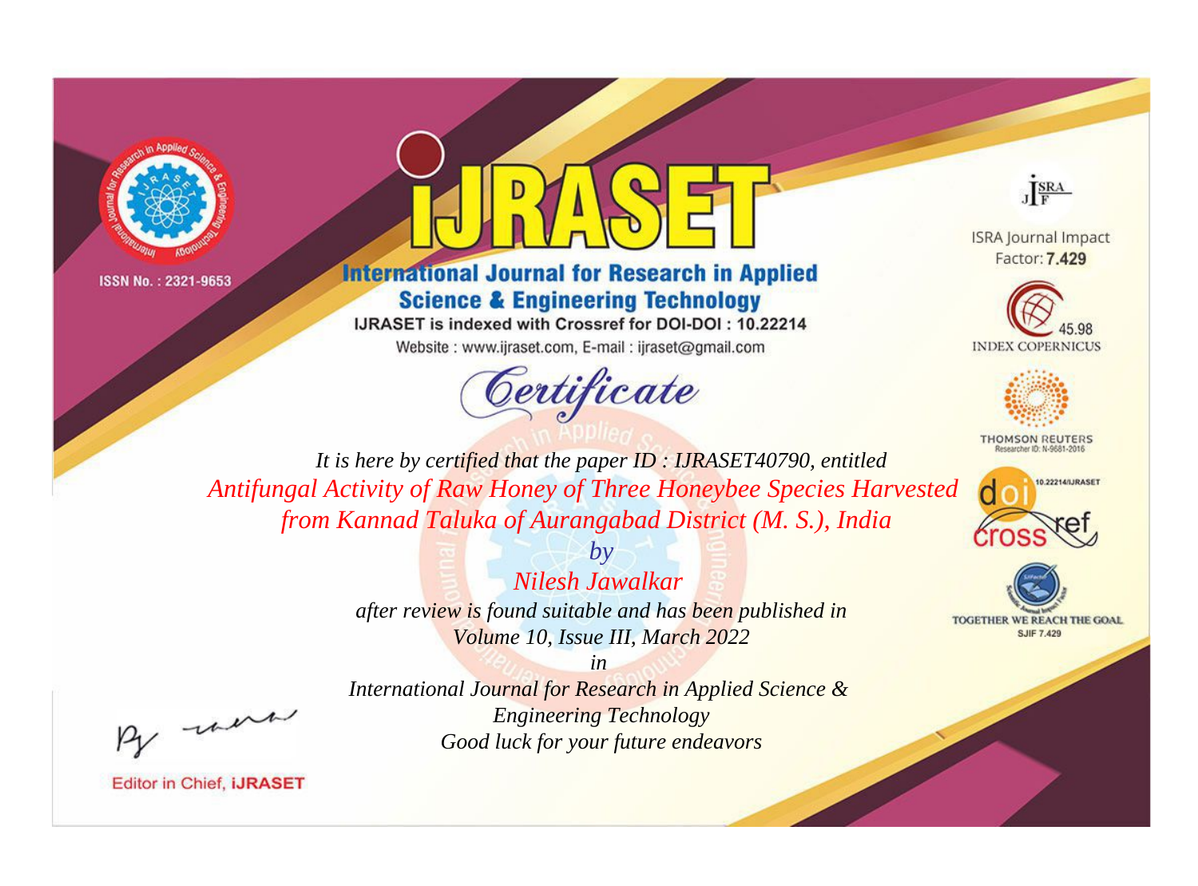ISSN No. : 2321-9653

# IJRASET

## International Journal for Research in Applied Science & Engineering Technology

IJRASET is indexed with Crossref for DOI-DOI : 10.22214

Website : www.ijraset.com, E-mail : ijraset@gmail.com

ISRA Journal Impact Factor: **7.429**

45.98 INDEX COPERNICUS

THOMSON REUTERS Researcher ID: N-9681-2016

10.22214/IJRASET

TOGETHER WE REACH THE GOAL SJIF 7.429

*Certificate*

*It is here by certified that the paper ID : IJRASET40790, entitled*

*Antifungal Activity of Raw Honey of Three Honeybee Species Harvested from Kannad Taluka of Aurangabad District (M. S.), India*

*by*

*Nilesh Jawalkar*

*after review is found suitable and has been published in*

*Volume 10, Issue III, March 2022*

*in*

*International Journal for Research in Applied Science & Engineering Technology*

*Good luck for your future endeavors*

Editor in Chief, **iJRASET**